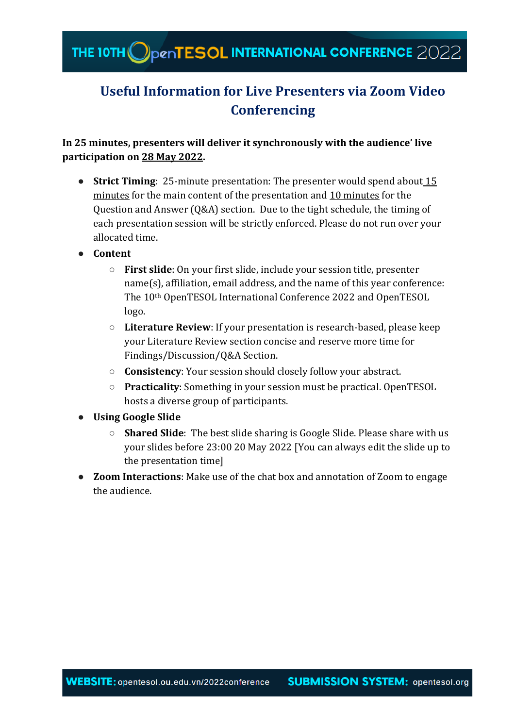THE 10TH OpenTESOL INTERNATIONAL CONFERENCE 2022

# Useful Information for Live Presenters via Zoom Video Conferencing

**In 25 minutes, presenters will deliver it synchronously with the audience' live participation on 28 May 2022.**

- **Strict Timing**: 25-minute presentation: The presenter would spend about 15 minutes for the main content of the presentation and 10 minutes for the Question and Answer (Q&A) section. Due to the tight schedule, the timing of each presentation session will be strictly enforced. Please do not run over your allocated time.
- **Content**
  - **First slide**: On your first slide, include your session title, presenter name(s), affiliation, email address, and the name of this year conference: The 10th OpenTESOL International Conference 2022 and OpenTESOL logo.
  - **Literature Review**: If your presentation is research-based, please keep your Literature Review section concise and reserve more time for Findings/Discussion/Q&A Section.
  - **Consistency**: Your session should closely follow your abstract.
  - **Practicality**: Something in your session must be practical. OpenTESOL hosts a diverse group of participants.
- **Using Google Slide**
  - **Shared Slide**: The best slide sharing is Google Slide. Please share with us your slides before 23:00 20 May 2022 [You can always edit the slide up to the presentation time]
- **Zoom Interactions**: Make use of the chat box and annotation of Zoom to engage the audience.

**WEBSITE:** opentesol.ou.edu.vn/2022conference **SUBMISSION SYSTEM:** opentesol.org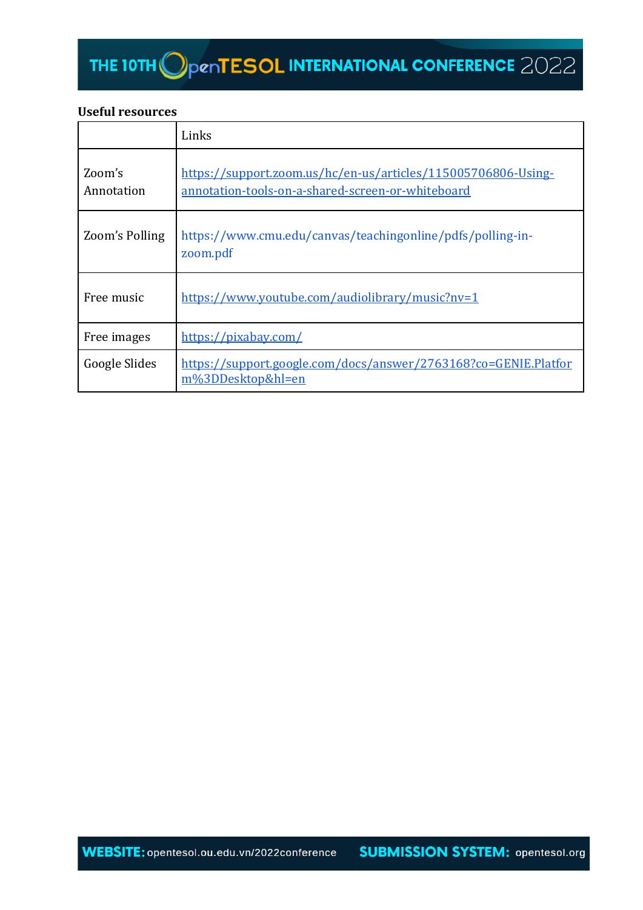**Useful resources**

| | Links |
|---|---|
| Zoom's Annotation | https://support.zoom.us/hc/en-us/articles/115005706806-Using-annotation-tools-on-a-shared-screen-or-whiteboard |
| Zoom's Polling | https://www.cmu.edu/canvas/teachingonline/pdfs/polling-in-zoom.pdf |
| Free music | https://www.youtube.com/audiolibrary/music?nv=1 |
| Free images | https://pixabay.com/ |
| Google Slides | https://support.google.com/docs/answer/2763168?co=GENIE.Platform%3DDesktop&hl=en |